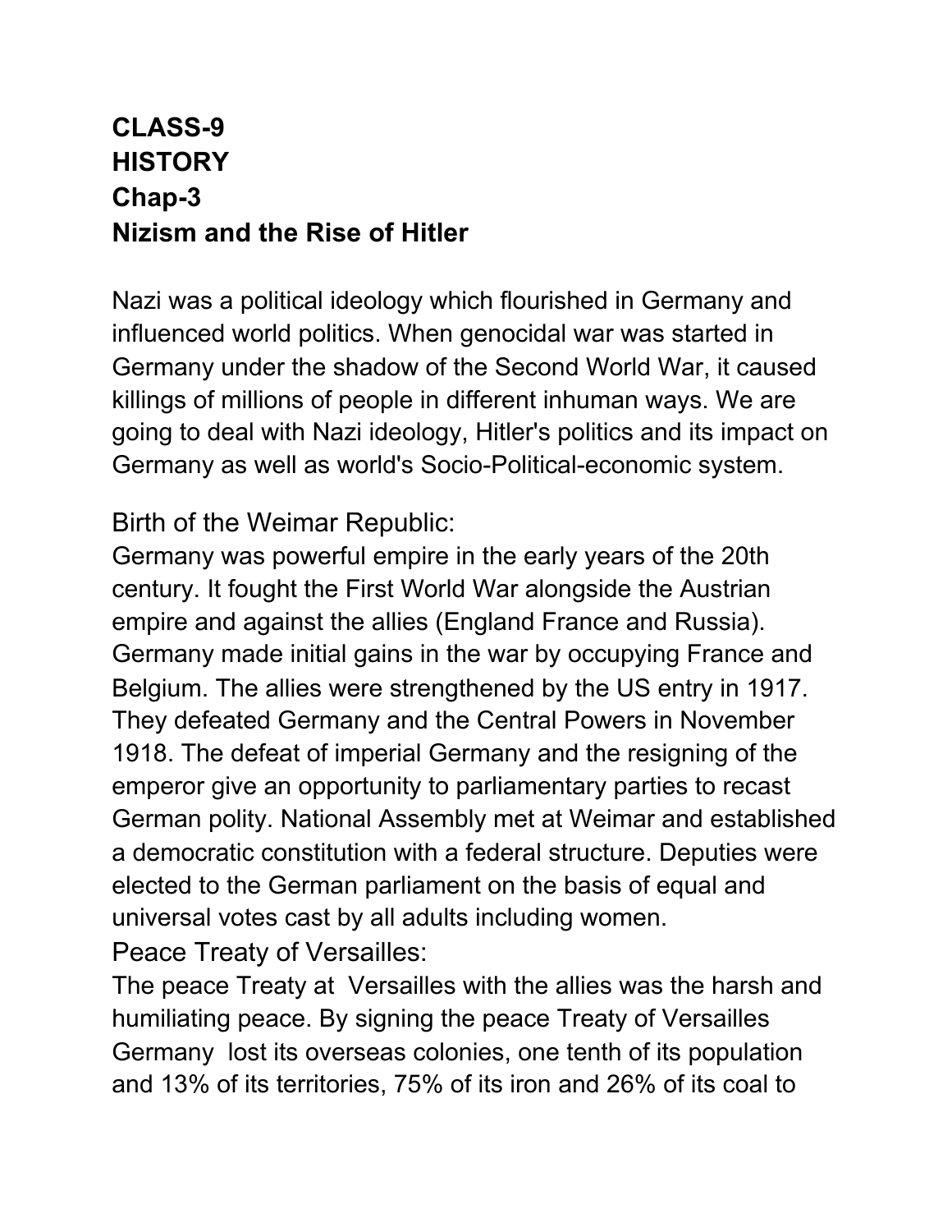**CLASS-9**
**HISTORY**
**Chap-3**
**Nizism and the Rise of Hitler**

Nazi was a political ideology which flourished in Germany and influenced world politics. When genocidal war was started in Germany under the shadow of the Second World War, it caused killings of millions of people in different inhuman ways. We are going to deal with Nazi ideology, Hitler's politics and its impact on Germany as well as world's Socio-Political-economic system.

Birth of the Weimar Republic:

Germany was powerful empire in the early years of the 20th century. It fought the First World War alongside the Austrian empire and against the allies (England France and Russia). Germany made initial gains in the war by occupying France and Belgium. The allies were strengthened by the US entry in 1917. They defeated Germany and the Central Powers in November 1918. The defeat of imperial Germany and the resigning of the emperor give an opportunity to parliamentary parties to recast German polity. National Assembly met at Weimar and established a democratic constitution with a federal structure. Deputies were elected to the German parliament on the basis of equal and universal votes cast by all adults including women.

Peace Treaty of Versailles:

The peace Treaty at Versailles with the allies was the harsh and humiliating peace. By signing the peace Treaty of Versailles Germany lost its overseas colonies, one tenth of its population and 13% of its territories, 75% of its iron and 26% of its coal to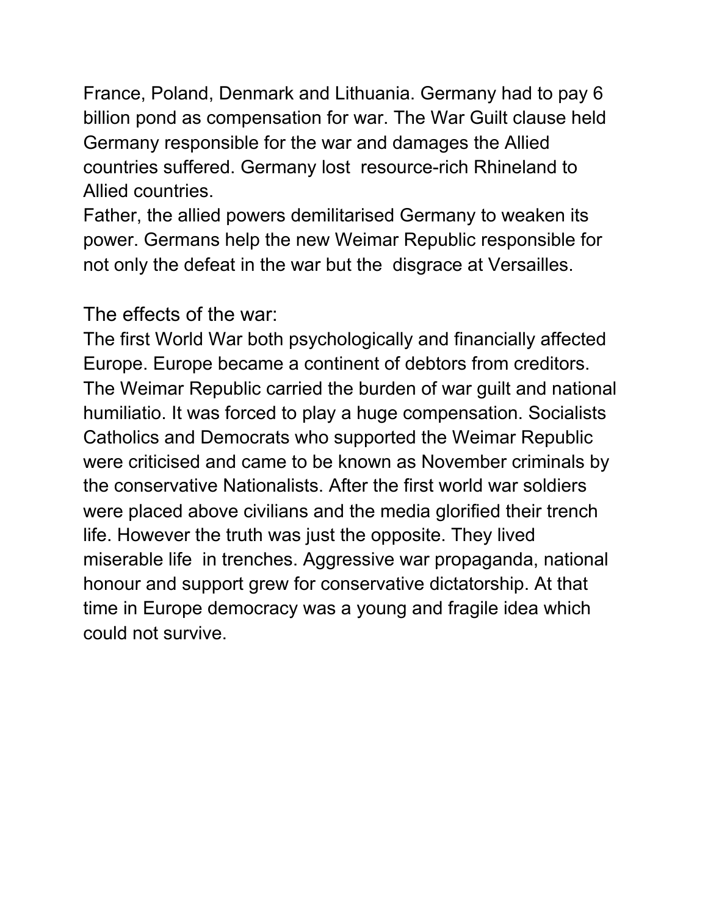France, Poland, Denmark and Lithuania. Germany had to pay 6 billion pond as compensation for war. The War Guilt clause held Germany responsible for the war and damages the Allied countries suffered. Germany lost resource-rich Rhineland to Allied countries.

Father, the allied powers demilitarised Germany to weaken its power. Germans help the new Weimar Republic responsible for not only the defeat in the war but the disgrace at Versailles.

## The effects of the war:

The first World War both psychologically and financially affected Europe. Europe became a continent of debtors from creditors. The Weimar Republic carried the burden of war guilt and national humiliatio. It was forced to play a huge compensation. Socialists Catholics and Democrats who supported the Weimar Republic were criticised and came to be known as November criminals by the conservative Nationalists. After the first world war soldiers were placed above civilians and the media glorified their trench life. However the truth was just the opposite. They lived miserable life in trenches. Aggressive war propaganda, national honour and support grew for conservative dictatorship. At that time in Europe democracy was a young and fragile idea which could not survive.